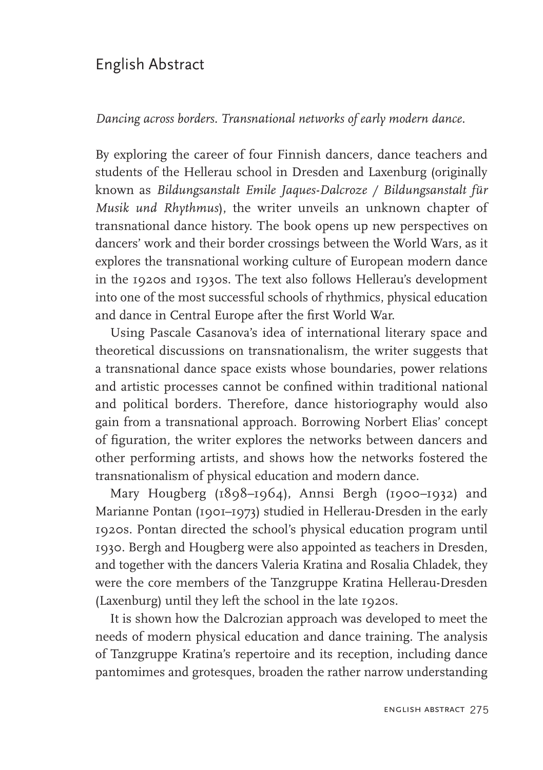# English Abstract

*Dancing across borders. Transnational networks of early modern dance.*

By exploring the career of four Finnish dancers, dance teachers and students of the Hellerau school in Dresden and Laxenburg (originally known as *Bildungsanstalt Emile Jaques-Dalcroze / Bildungsanstalt für Musik und Rhythmus*), the writer unveils an unknown chapter of transnational dance history. The book opens up new perspectives on dancers' work and their border crossings between the World Wars, as it explores the transnational working culture of European modern dance in the 1920s and 1930s. The text also follows Hellerau's development into one of the most successful schools of rhythmics, physical education and dance in Central Europe after the first World War.

Using Pascale Casanova's idea of international literary space and theoretical discussions on transnationalism, the writer suggests that a transnational dance space exists whose boundaries, power relations and artistic processes cannot be confined within traditional national and political borders. Therefore, dance historiography would also gain from a transnational approach. Borrowing Norbert Elias' concept of figuration, the writer explores the networks between dancers and other performing artists, and shows how the networks fostered the transnationalism of physical education and modern dance.

Mary Hougberg (1898–1964), Annsi Bergh (1900–1932) and Marianne Pontan (1901–1973) studied in Hellerau-Dresden in the early 1920s. Pontan directed the school's physical education program until 1930. Bergh and Hougberg were also appointed as teachers in Dresden, and together with the dancers Valeria Kratina and Rosalia Chladek, they were the core members of the Tanzgruppe Kratina Hellerau-Dresden (Laxenburg) until they left the school in the late 1920s.

It is shown how the Dalcrozian approach was developed to meet the needs of modern physical education and dance training. The analysis of Tanzgruppe Kratina's repertoire and its reception, including dance pantomimes and grotesques, broaden the rather narrow understanding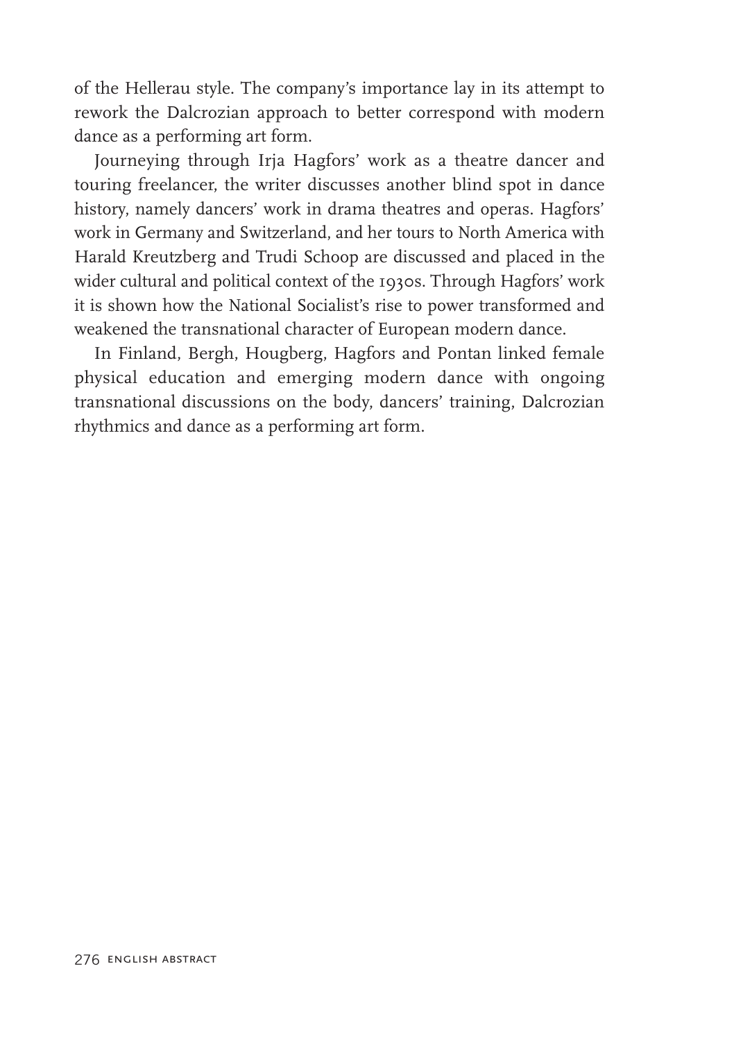of the Hellerau style. The company's importance lay in its attempt to rework the Dalcrozian approach to better correspond with modern dance as a performing art form.

Journeying through Irja Hagfors' work as a theatre dancer and touring freelancer, the writer discusses another blind spot in dance history, namely dancers' work in drama theatres and operas. Hagfors' work in Germany and Switzerland, and her tours to North America with Harald Kreutzberg and Trudi Schoop are discussed and placed in the wider cultural and political context of the 1930s. Through Hagfors' work it is shown how the National Socialist's rise to power transformed and weakened the transnational character of European modern dance.

In Finland, Bergh, Hougberg, Hagfors and Pontan linked female physical education and emerging modern dance with ongoing transnational discussions on the body, dancers' training, Dalcrozian rhythmics and dance as a performing art form.